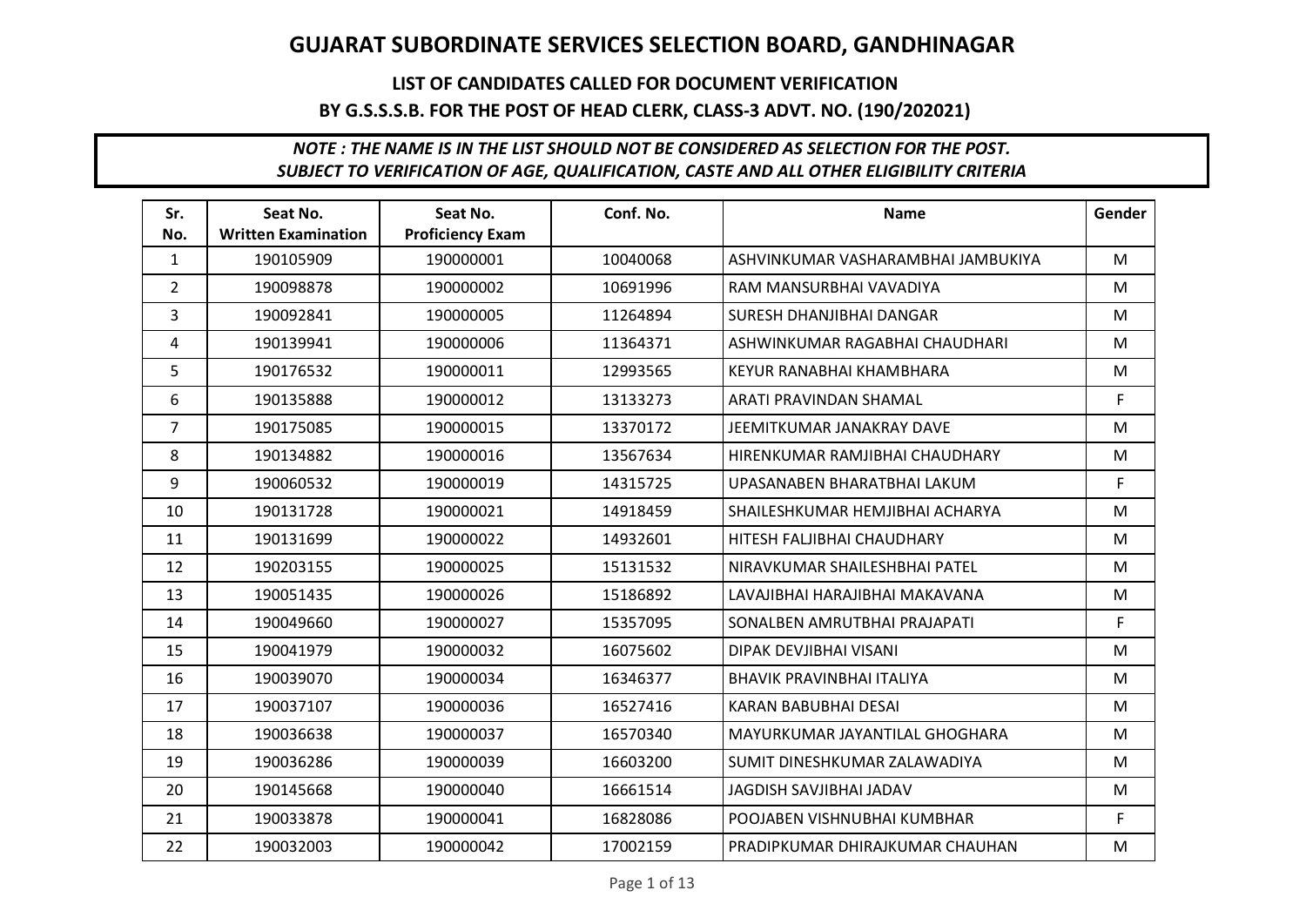# GUJARAT SUBORDINATE SERVICES SELECTION BOARD, GANDHINAGAR

## LIST OF CANDIDATES CALLED FOR DOCUMENT VERIFICATION

## BY G.S.S.S.B. FOR THE POST OF HEAD CLERK, CLASS-3 ADVT. NO. (190/202021)

***NOTE : THE NAME IS IN THE LIST SHOULD NOT BE CONSIDERED AS SELECTION FOR THE POST.***
***SUBJECT TO VERIFICATION OF AGE, QUALIFICATION, CASTE AND ALL OTHER ELIGIBILITY CRITERIA***

| Sr. No. | Seat No. Written Examination | Seat No. Proficiency Exam | Conf. No. | Name | Gender |
|---|---|---|---|---|---|
| 1 | 190105909 | 190000001 | 10040068 | ASHVINKUMAR VASHARAMBHAI JAMBUKIYA | M |
| 2 | 190098878 | 190000002 | 10691996 | RAM MANSURBHAI VAVADIYA | M |
| 3 | 190092841 | 190000005 | 11264894 | SURESH DHANJIBHAI DANGAR | M |
| 4 | 190139941 | 190000006 | 11364371 | ASHWINKUMAR RAGABHAI CHAUDHARI | M |
| 5 | 190176532 | 190000011 | 12993565 | KEYUR RANABHAI KHAMBHARA | M |
| 6 | 190135888 | 190000012 | 13133273 | ARATI PRAVINDAN SHAMAL | F |
| 7 | 190175085 | 190000015 | 13370172 | JEEMITKUMAR JANAKRAY DAVE | M |
| 8 | 190134882 | 190000016 | 13567634 | HIRENKUMAR RAMJIBHAI CHAUDHARY | M |
| 9 | 190060532 | 190000019 | 14315725 | UPASANABEN BHARATBHAI LAKUM | F |
| 10 | 190131728 | 190000021 | 14918459 | SHAILESHKUMAR HEMJIBHAI ACHARYA | M |
| 11 | 190131699 | 190000022 | 14932601 | HITESH FALJIBHAI CHAUDHARY | M |
| 12 | 190203155 | 190000025 | 15131532 | NIRAVKUMAR SHAILESHBHAI PATEL | M |
| 13 | 190051435 | 190000026 | 15186892 | LAVAJIBHAI HARAJIBHAI MAKAVANA | M |
| 14 | 190049660 | 190000027 | 15357095 | SONALBEN AMRUTBHAI PRAJAPATI | F |
| 15 | 190041979 | 190000032 | 16075602 | DIPAK DEVJIBHAI VISANI | M |
| 16 | 190039070 | 190000034 | 16346377 | BHAVIK PRAVINBHAI ITALIYA | M |
| 17 | 190037107 | 190000036 | 16527416 | KARAN BABUBHAI DESAI | M |
| 18 | 190036638 | 190000037 | 16570340 | MAYURKUMAR JAYANTILAL GHOGHARA | M |
| 19 | 190036286 | 190000039 | 16603200 | SUMIT DINESHKUMAR ZALAWADIYA | M |
| 20 | 190145668 | 190000040 | 16661514 | JAGDISH SAVJIBHAI JADAV | M |
| 21 | 190033878 | 190000041 | 16828086 | POOJABEN VISHNUBHAI KUMBHAR | F |
| 22 | 190032003 | 190000042 | 17002159 | PRADIPKUMAR DHIRAJKUMAR CHAUHAN | M |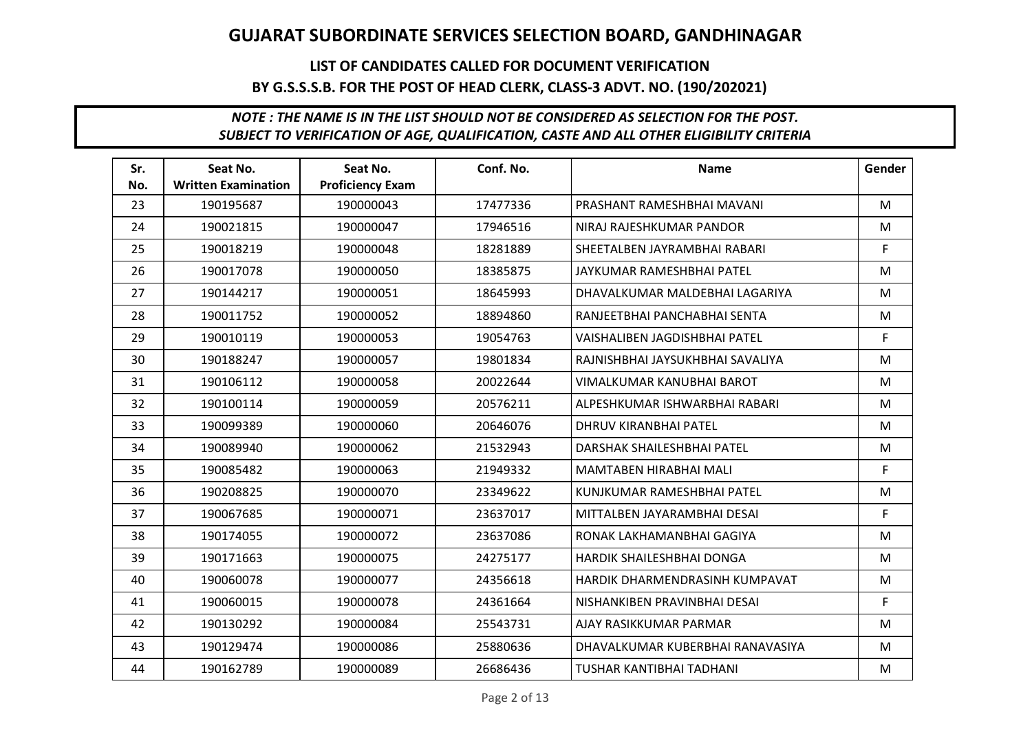# GUJARAT SUBORDINATE SERVICES SELECTION BOARD, GANDHINAGAR

## LIST OF CANDIDATES CALLED FOR DOCUMENT VERIFICATION

## BY G.S.S.S.B. FOR THE POST OF HEAD CLERK, CLASS-3 ADVT. NO. (190/202021)

***NOTE : THE NAME IS IN THE LIST SHOULD NOT BE CONSIDERED AS SELECTION FOR THE POST. SUBJECT TO VERIFICATION OF AGE, QUALIFICATION, CASTE AND ALL OTHER ELIGIBILITY CRITERIA***

| Sr. No. | Seat No. Written Examination | Seat No. Proficiency Exam | Conf. No. | Name | Gender |
|---|---|---|---|---|---|
| 23 | 190195687 | 190000043 | 17477336 | PRASHANT RAMESHBHAI MAVANI | M |
| 24 | 190021815 | 190000047 | 17946516 | NIRAJ RAJESHKUMAR PANDOR | M |
| 25 | 190018219 | 190000048 | 18281889 | SHEETALBEN JAYRAMBHAI RABARI | F |
| 26 | 190017078 | 190000050 | 18385875 | JAYKUMAR RAMESHBHAI PATEL | M |
| 27 | 190144217 | 190000051 | 18645993 | DHAVALKUMAR MALDEBHAI LAGARIYA | M |
| 28 | 190011752 | 190000052 | 18894860 | RANJEETBHAI PANCHABHAI SENTA | M |
| 29 | 190010119 | 190000053 | 19054763 | VAISHALIBEN JAGDISHBHAI PATEL | F |
| 30 | 190188247 | 190000057 | 19801834 | RAJNISHBHAI JAYSUKHBHAI SAVALIYA | M |
| 31 | 190106112 | 190000058 | 20022644 | VIMALKUMAR KANUBHAI BAROT | M |
| 32 | 190100114 | 190000059 | 20576211 | ALPESHKUMAR ISHWARBHAI RABARI | M |
| 33 | 190099389 | 190000060 | 20646076 | DHRUV KIRANBHAI PATEL | M |
| 34 | 190089940 | 190000062 | 21532943 | DARSHAK SHAILESHBHAI PATEL | M |
| 35 | 190085482 | 190000063 | 21949332 | MAMTABEN HIRABHAI MALI | F |
| 36 | 190208825 | 190000070 | 23349622 | KUNJKUMAR RAMESHBHAI PATEL | M |
| 37 | 190067685 | 190000071 | 23637017 | MITTALBEN JAYARAMBHAI DESAI | F |
| 38 | 190174055 | 190000072 | 23637086 | RONAK LAKHAMANBHAI GAGIYA | M |
| 39 | 190171663 | 190000075 | 24275177 | HARDIK SHAILESHBHAI DONGA | M |
| 40 | 190060078 | 190000077 | 24356618 | HARDIK DHARMENDRASINH KUMPAVAT | M |
| 41 | 190060015 | 190000078 | 24361664 | NISHANKIBEN PRAVINBHAI DESAI | F |
| 42 | 190130292 | 190000084 | 25543731 | AJAY RASIKKUMAR PARMAR | M |
| 43 | 190129474 | 190000086 | 25880636 | DHAVALKUMAR KUBERBHAI RANAVASIYA | M |
| 44 | 190162789 | 190000089 | 26686436 | TUSHAR KANTIBHAI TADHANI | M |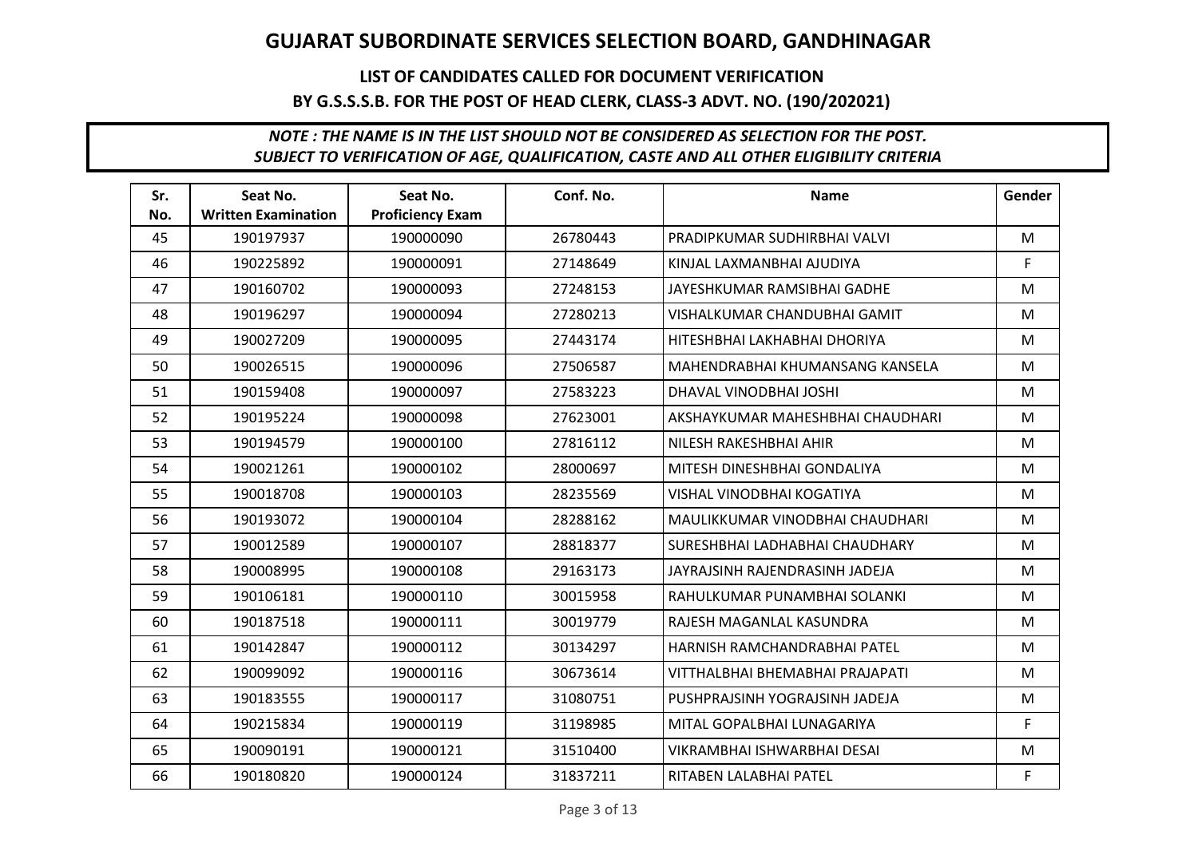# GUJARAT SUBORDINATE SERVICES SELECTION BOARD, GANDHINAGAR

## LIST OF CANDIDATES CALLED FOR DOCUMENT VERIFICATION

## BY G.S.S.S.B. FOR THE POST OF HEAD CLERK, CLASS-3 ADVT. NO. (190/202021)

*NOTE : THE NAME IS IN THE LIST SHOULD NOT BE CONSIDERED AS SELECTION FOR THE POST.*
*SUBJECT TO VERIFICATION OF AGE, QUALIFICATION, CASTE AND ALL OTHER ELIGIBILITY CRITERIA*

| Sr. No. | Seat No. Written Examination | Seat No. Proficiency Exam | Conf. No. | Name | Gender |
|---|---|---|---|---|---|
| 45 | 190197937 | 190000090 | 26780443 | PRADIPKUMAR SUDHIRBHAI VALVI | M |
| 46 | 190225892 | 190000091 | 27148649 | KINJAL LAXMANBHAI AJUDIYA | F |
| 47 | 190160702 | 190000093 | 27248153 | JAYESHKUMAR RAMSIBHAI GADHE | M |
| 48 | 190196297 | 190000094 | 27280213 | VISHALKUMAR CHANDUBHAI GAMIT | M |
| 49 | 190027209 | 190000095 | 27443174 | HITESHBHAI LAKHABHAI DHORIYA | M |
| 50 | 190026515 | 190000096 | 27506587 | MAHENDRABHAI KHUMANSANG KANSELA | M |
| 51 | 190159408 | 190000097 | 27583223 | DHAVAL VINODBHAI JOSHI | M |
| 52 | 190195224 | 190000098 | 27623001 | AKSHAYKUMAR MAHESHBHAI CHAUDHARI | M |
| 53 | 190194579 | 190000100 | 27816112 | NILESH RAKESHBHAI AHIR | M |
| 54 | 190021261 | 190000102 | 28000697 | MITESH DINESHBHAI GONDALIYA | M |
| 55 | 190018708 | 190000103 | 28235569 | VISHAL VINODBHAI KOGATIYA | M |
| 56 | 190193072 | 190000104 | 28288162 | MAULIKKUMAR VINODBHAI CHAUDHARI | M |
| 57 | 190012589 | 190000107 | 28818377 | SURESHBHAI LADHABHAI CHAUDHARY | M |
| 58 | 190008995 | 190000108 | 29163173 | JAYRAJSINH RAJENDRASINH JADEJA | M |
| 59 | 190106181 | 190000110 | 30015958 | RAHULKUMAR PUNAMBHAI SOLANKI | M |
| 60 | 190187518 | 190000111 | 30019779 | RAJESH MAGANLAL KASUNDRA | M |
| 61 | 190142847 | 190000112 | 30134297 | HARNISH RAMCHANDRABHAI PATEL | M |
| 62 | 190099092 | 190000116 | 30673614 | VITTHALBHAI BHEMABHAI PRAJAPATI | M |
| 63 | 190183555 | 190000117 | 31080751 | PUSHPRAJSINH YOGRAJSINH JADEJA | M |
| 64 | 190215834 | 190000119 | 31198985 | MITAL GOPALBHAI LUNAGARIYA | F |
| 65 | 190090191 | 190000121 | 31510400 | VIKRAMBHAI ISHWARBHAI DESAI | M |
| 66 | 190180820 | 190000124 | 31837211 | RITABEN LALABHAI PATEL | F |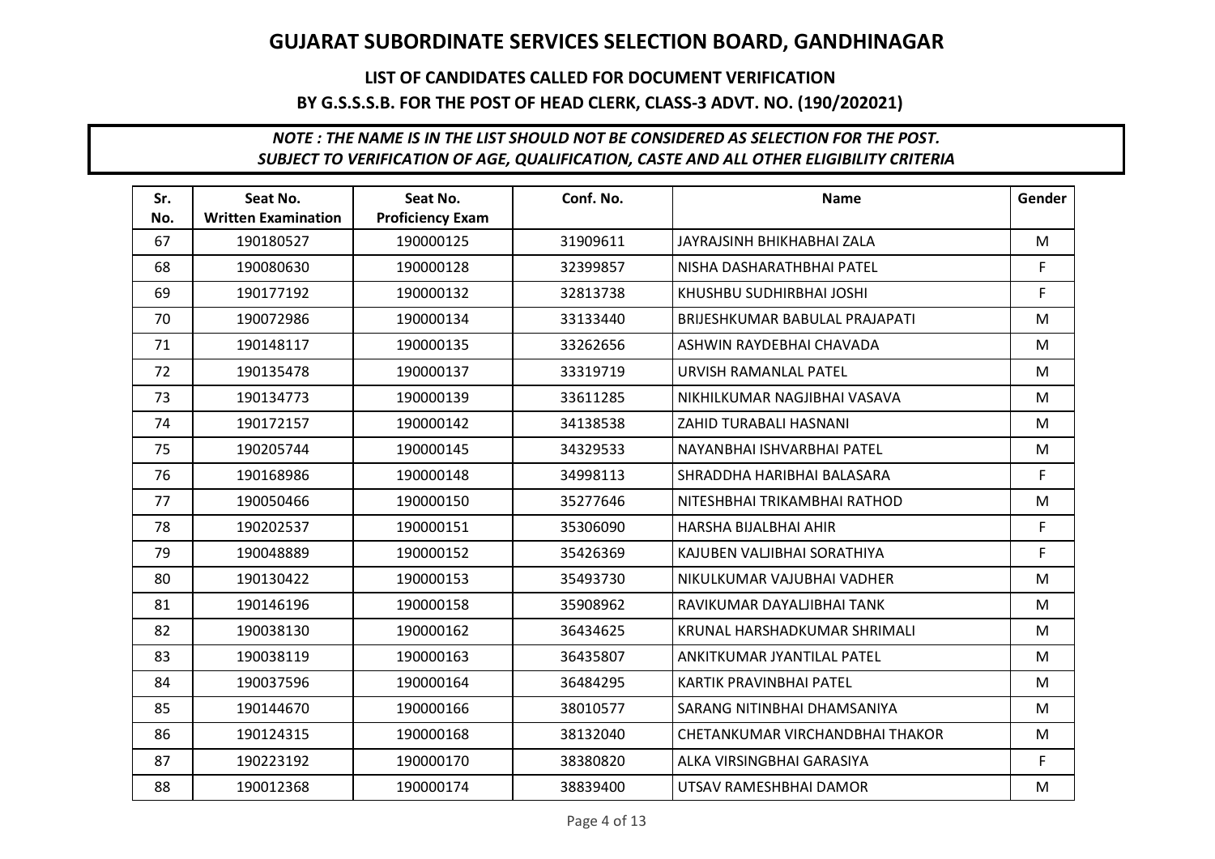# GUJARAT SUBORDINATE SERVICES SELECTION BOARD, GANDHINAGAR

## LIST OF CANDIDATES CALLED FOR DOCUMENT VERIFICATION

## BY G.S.S.S.B. FOR THE POST OF HEAD CLERK, CLASS-3 ADVT. NO. (190/202021)

***NOTE : THE NAME IS IN THE LIST SHOULD NOT BE CONSIDERED AS SELECTION FOR THE POST.***
***SUBJECT TO VERIFICATION OF AGE, QUALIFICATION, CASTE AND ALL OTHER ELIGIBILITY CRITERIA***

| Sr. No. | Seat No. Written Examination | Seat No. Proficiency Exam | Conf. No. | Name | Gender |
|---|---|---|---|---|---|
| 67 | 190180527 | 190000125 | 31909611 | JAYRAJSINH BHIKHABHAI ZALA | M |
| 68 | 190080630 | 190000128 | 32399857 | NISHA DASHARATHBHAI PATEL | F |
| 69 | 190177192 | 190000132 | 32813738 | KHUSHBU SUDHIRBHAI JOSHI | F |
| 70 | 190072986 | 190000134 | 33133440 | BRIJESHKUMAR BABULAL PRAJAPATI | M |
| 71 | 190148117 | 190000135 | 33262656 | ASHWIN RAYDEBHAI CHAVADA | M |
| 72 | 190135478 | 190000137 | 33319719 | URVISH RAMANLAL PATEL | M |
| 73 | 190134773 | 190000139 | 33611285 | NIKHILKUMAR NAGJIBHAI VASAVA | M |
| 74 | 190172157 | 190000142 | 34138538 | ZAHID TURABALI HASNANI | M |
| 75 | 190205744 | 190000145 | 34329533 | NAYANBHAI ISHVARBHAI PATEL | M |
| 76 | 190168986 | 190000148 | 34998113 | SHRADDHA HARIBHAI BALASARA | F |
| 77 | 190050466 | 190000150 | 35277646 | NITESHBHAI TRIKAMBHAI RATHOD | M |
| 78 | 190202537 | 190000151 | 35306090 | HARSHA BIJALBHAI AHIR | F |
| 79 | 190048889 | 190000152 | 35426369 | KAJUBEN VALJIBHAI SORATHIYA | F |
| 80 | 190130422 | 190000153 | 35493730 | NIKULKUMAR VAJUBHAI VADHER | M |
| 81 | 190146196 | 190000158 | 35908962 | RAVIKUMAR DAYALJIBHAI TANK | M |
| 82 | 190038130 | 190000162 | 36434625 | KRUNAL HARSHADKUMAR SHRIMALI | M |
| 83 | 190038119 | 190000163 | 36435807 | ANKITKUMAR JYANTILAL PATEL | M |
| 84 | 190037596 | 190000164 | 36484295 | KARTIK PRAVINBHAI PATEL | M |
| 85 | 190144670 | 190000166 | 38010577 | SARANG NITINBHAI DHAMSANIYA | M |
| 86 | 190124315 | 190000168 | 38132040 | CHETANKUMAR VIRCHANDBHAI THAKOR | M |
| 87 | 190223192 | 190000170 | 38380820 | ALKA VIRSINGBHAI GARASIYA | F |
| 88 | 190012368 | 190000174 | 38839400 | UTSAV RAMESHBHAI DAMOR | M |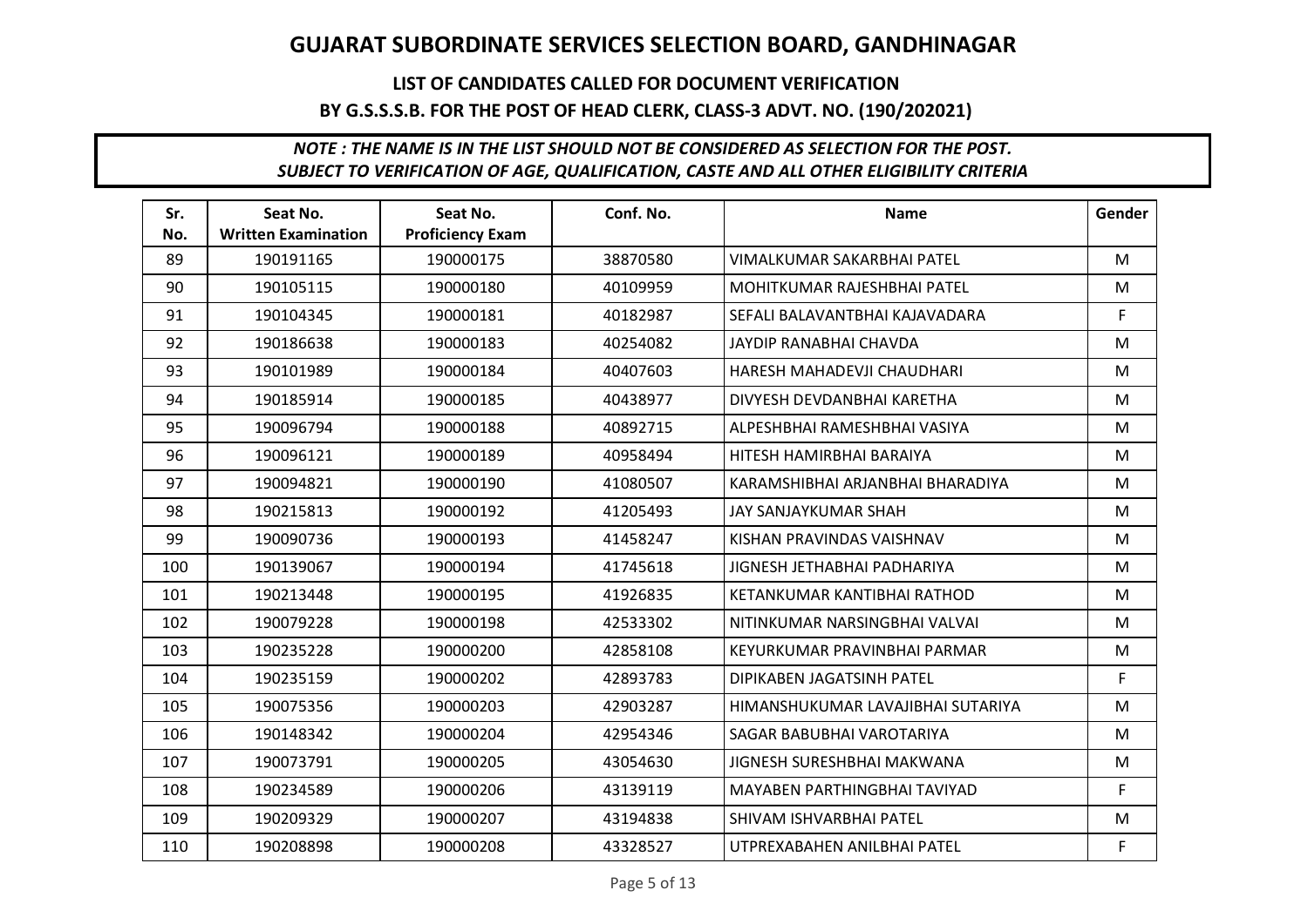# GUJARAT SUBORDINATE SERVICES SELECTION BOARD, GANDHINAGAR

## LIST OF CANDIDATES CALLED FOR DOCUMENT VERIFICATION

## BY G.S.S.S.B. FOR THE POST OF HEAD CLERK, CLASS-3 ADVT. NO. (190/202021)

*NOTE : THE NAME IS IN THE LIST SHOULD NOT BE CONSIDERED AS SELECTION FOR THE POST.*
*SUBJECT TO VERIFICATION OF AGE, QUALIFICATION, CASTE AND ALL OTHER ELIGIBILITY CRITERIA*

| Sr. No. | Seat No. Written Examination | Seat No. Proficiency Exam | Conf. No. | Name | Gender |
|---|---|---|---|---|---|
| 89 | 190191165 | 190000175 | 38870580 | VIMALKUMAR SAKARBHAI PATEL | M |
| 90 | 190105115 | 190000180 | 40109959 | MOHITKUMAR RAJESHBHAI PATEL | M |
| 91 | 190104345 | 190000181 | 40182987 | SEFALI BALAVANTBHAI KAJAVADARA | F |
| 92 | 190186638 | 190000183 | 40254082 | JAYDIP RANABHAI CHAVDA | M |
| 93 | 190101989 | 190000184 | 40407603 | HARESH MAHADEVJI CHAUDHARI | M |
| 94 | 190185914 | 190000185 | 40438977 | DIVYESH DEVDANBHAI KARETHA | M |
| 95 | 190096794 | 190000188 | 40892715 | ALPESHBHAI RAMESHBHAI VASIYA | M |
| 96 | 190096121 | 190000189 | 40958494 | HITESH HAMIRBHAI BARAIYA | M |
| 97 | 190094821 | 190000190 | 41080507 | KARAMSHIBHAI ARJANBHAI BHARADIYA | M |
| 98 | 190215813 | 190000192 | 41205493 | JAY SANJAYKUMAR SHAH | M |
| 99 | 190090736 | 190000193 | 41458247 | KISHAN PRAVINDAS VAISHNAV | M |
| 100 | 190139067 | 190000194 | 41745618 | JIGNESH JETHABHAI PADHARIYA | M |
| 101 | 190213448 | 190000195 | 41926835 | KETANKUMAR KANTIBHAI RATHOD | M |
| 102 | 190079228 | 190000198 | 42533302 | NITINKUMAR NARSINGBHAI VALVAI | M |
| 103 | 190235228 | 190000200 | 42858108 | KEYURKUMAR PRAVINBHAI PARMAR | M |
| 104 | 190235159 | 190000202 | 42893783 | DIPIKABEN JAGATSINH PATEL | F |
| 105 | 190075356 | 190000203 | 42903287 | HIMANSHUKUMAR LAVAJIBHAI SUTARIYA | M |
| 106 | 190148342 | 190000204 | 42954346 | SAGAR BABUBHAI VAROTARIYA | M |
| 107 | 190073791 | 190000205 | 43054630 | JIGNESH SURESHBHAI MAKWANA | M |
| 108 | 190234589 | 190000206 | 43139119 | MAYABEN PARTHINGBHAI TAVIYAD | F |
| 109 | 190209329 | 190000207 | 43194838 | SHIVAM ISHVARBHAI PATEL | M |
| 110 | 190208898 | 190000208 | 43328527 | UTPREXABAHEN ANILBHAI PATEL | F |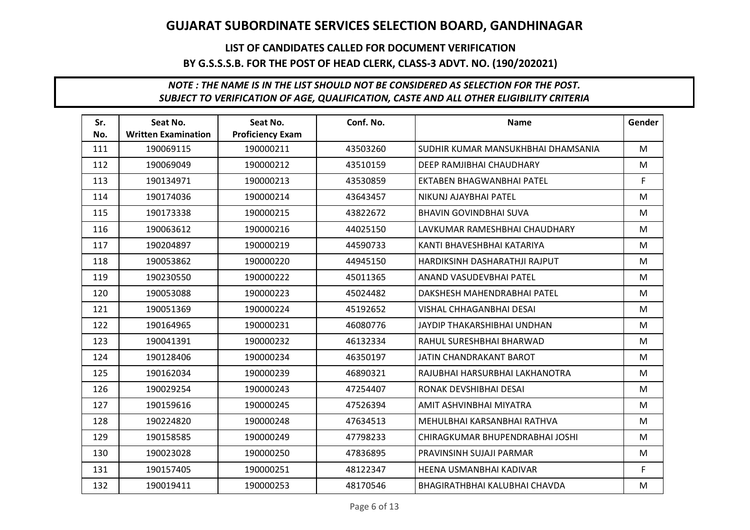# GUJARAT SUBORDINATE SERVICES SELECTION BOARD, GANDHINAGAR

## LIST OF CANDIDATES CALLED FOR DOCUMENT VERIFICATION

## BY G.S.S.S.B. FOR THE POST OF HEAD CLERK, CLASS-3 ADVT. NO. (190/202021)

***NOTE : THE NAME IS IN THE LIST SHOULD NOT BE CONSIDERED AS SELECTION FOR THE POST.***
***SUBJECT TO VERIFICATION OF AGE, QUALIFICATION, CASTE AND ALL OTHER ELIGIBILITY CRITERIA***

| Sr. No. | Seat No. Written Examination | Seat No. Proficiency Exam | Conf. No. | Name | Gender |
|---|---|---|---|---|---|
| 111 | 190069115 | 190000211 | 43503260 | SUDHIR KUMAR MANSUKHBHAI DHAMSANIA | M |
| 112 | 190069049 | 190000212 | 43510159 | DEEP RAMJIBHAI CHAUDHARY | M |
| 113 | 190134971 | 190000213 | 43530859 | EKTABEN BHAGWANBHAI PATEL | F |
| 114 | 190174036 | 190000214 | 43643457 | NIKUNJ AJAYBHAI PATEL | M |
| 115 | 190173338 | 190000215 | 43822672 | BHAVIN GOVINDBHAI SUVA | M |
| 116 | 190063612 | 190000216 | 44025150 | LAVKUMAR RAMESHBHAI CHAUDHARY | M |
| 117 | 190204897 | 190000219 | 44590733 | KANTI BHAVESHBHAI KATARIYA | M |
| 118 | 190053862 | 190000220 | 44945150 | HARDIKSINH DASHARATHJI RAJPUT | M |
| 119 | 190230550 | 190000222 | 45011365 | ANAND VASUDEVBHAI PATEL | M |
| 120 | 190053088 | 190000223 | 45024482 | DAKSHESH MAHENDRABHAI PATEL | M |
| 121 | 190051369 | 190000224 | 45192652 | VISHAL CHHAGANBHAI DESAI | M |
| 122 | 190164965 | 190000231 | 46080776 | JAYDIP THAKARSHIBHAI UNDHAN | M |
| 123 | 190041391 | 190000232 | 46132334 | RAHUL SURESHBHAI BHARWAD | M |
| 124 | 190128406 | 190000234 | 46350197 | JATIN CHANDRAKANT BAROT | M |
| 125 | 190162034 | 190000239 | 46890321 | RAJUBHAI HARSURBHAI LAKHANOTRA | M |
| 126 | 190029254 | 190000243 | 47254407 | RONAK DEVSHIBHAI DESAI | M |
| 127 | 190159616 | 190000245 | 47526394 | AMIT ASHVINBHAI MIYATRA | M |
| 128 | 190224820 | 190000248 | 47634513 | MEHULBHAI KARSANBHAI RATHVA | M |
| 129 | 190158585 | 190000249 | 47798233 | CHIRAGKUMAR BHUPENDRABHAI JOSHI | M |
| 130 | 190023028 | 190000250 | 47836895 | PRAVINSINH SUJAJI PARMAR | M |
| 131 | 190157405 | 190000251 | 48122347 | HEENA USMANBHAI KADIVAR | F |
| 132 | 190019411 | 190000253 | 48170546 | BHAGIRATHBHAI KALUBHAI CHAVDA | M |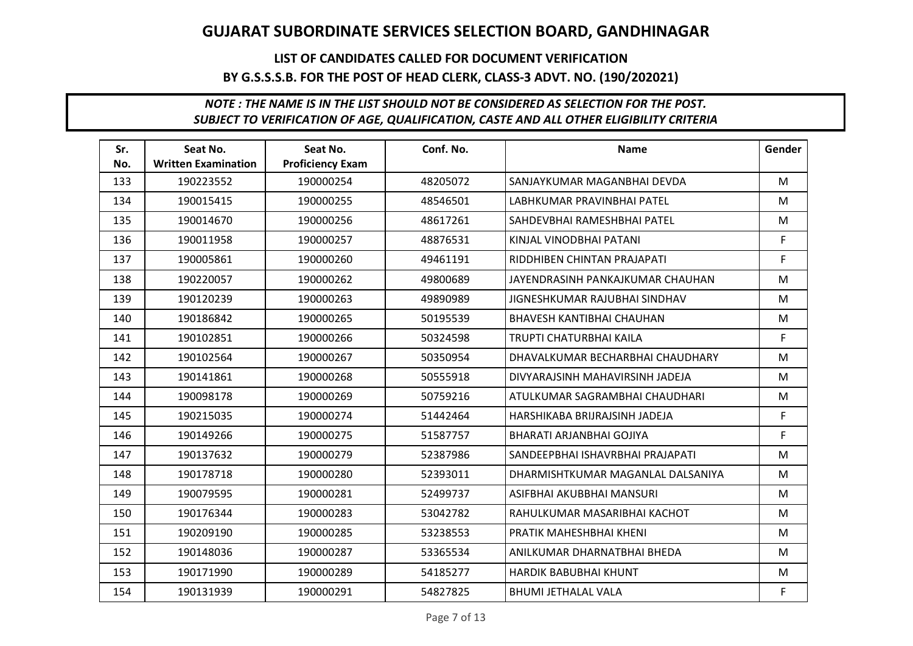# GUJARAT SUBORDINATE SERVICES SELECTION BOARD, GANDHINAGAR

## LIST OF CANDIDATES CALLED FOR DOCUMENT VERIFICATION

## BY G.S.S.S.B. FOR THE POST OF HEAD CLERK, CLASS-3 ADVT. NO. (190/202021)

*NOTE : THE NAME IS IN THE LIST SHOULD NOT BE CONSIDERED AS SELECTION FOR THE POST.*
*SUBJECT TO VERIFICATION OF AGE, QUALIFICATION, CASTE AND ALL OTHER ELIGIBILITY CRITERIA*

| Sr. No. | Seat No. Written Examination | Seat No. Proficiency Exam | Conf. No. | Name | Gender |
|---|---|---|---|---|---|
| 133 | 190223552 | 190000254 | 48205072 | SANJAYKUMAR MAGANBHAI DEVDA | M |
| 134 | 190015415 | 190000255 | 48546501 | LABHKUMAR PRAVINBHAI PATEL | M |
| 135 | 190014670 | 190000256 | 48617261 | SAHDEVBHAI RAMESHBHAI PATEL | M |
| 136 | 190011958 | 190000257 | 48876531 | KINJAL VINODBHAI PATANI | F |
| 137 | 190005861 | 190000260 | 49461191 | RIDDHIBEN CHINTAN PRAJAPATI | F |
| 138 | 190220057 | 190000262 | 49800689 | JAYENDRASINH PANKAJKUMAR CHAUHAN | M |
| 139 | 190120239 | 190000263 | 49890989 | JIGNESHKUMAR RAJUBHAI SINDHAV | M |
| 140 | 190186842 | 190000265 | 50195539 | BHAVESH KANTIBHAI CHAUHAN | M |
| 141 | 190102851 | 190000266 | 50324598 | TRUPTI CHATURBHAI KAILA | F |
| 142 | 190102564 | 190000267 | 50350954 | DHAVALKUMAR BECHARBHAI CHAUDHARY | M |
| 143 | 190141861 | 190000268 | 50555918 | DIVYARAJSINH MAHAVIRSINH JADEJA | M |
| 144 | 190098178 | 190000269 | 50759216 | ATULKUMAR SAGRAMBHAI CHAUDHARI | M |
| 145 | 190215035 | 190000274 | 51442464 | HARSHIKABA BRIJRAJSINH JADEJA | F |
| 146 | 190149266 | 190000275 | 51587757 | BHARATI ARJANBHAI GOJIYA | F |
| 147 | 190137632 | 190000279 | 52387986 | SANDEEPBHAI ISHAVRBHAI PRAJAPATI | M |
| 148 | 190178718 | 190000280 | 52393011 | DHARMISHTKUMAR MAGANLAL DALSANIYA | M |
| 149 | 190079595 | 190000281 | 52499737 | ASIFBHAI AKUBBHAI MANSURI | M |
| 150 | 190176344 | 190000283 | 53042782 | RAHULKUMAR MASARIBHAI KACHOT | M |
| 151 | 190209190 | 190000285 | 53238553 | PRATIK MAHESHBHAI KHENI | M |
| 152 | 190148036 | 190000287 | 53365534 | ANILKUMAR DHARNATBHAI BHEDA | M |
| 153 | 190171990 | 190000289 | 54185277 | HARDIK BABUBHAI KHUNT | M |
| 154 | 190131939 | 190000291 | 54827825 | BHUMI JETHALAL VALA | F |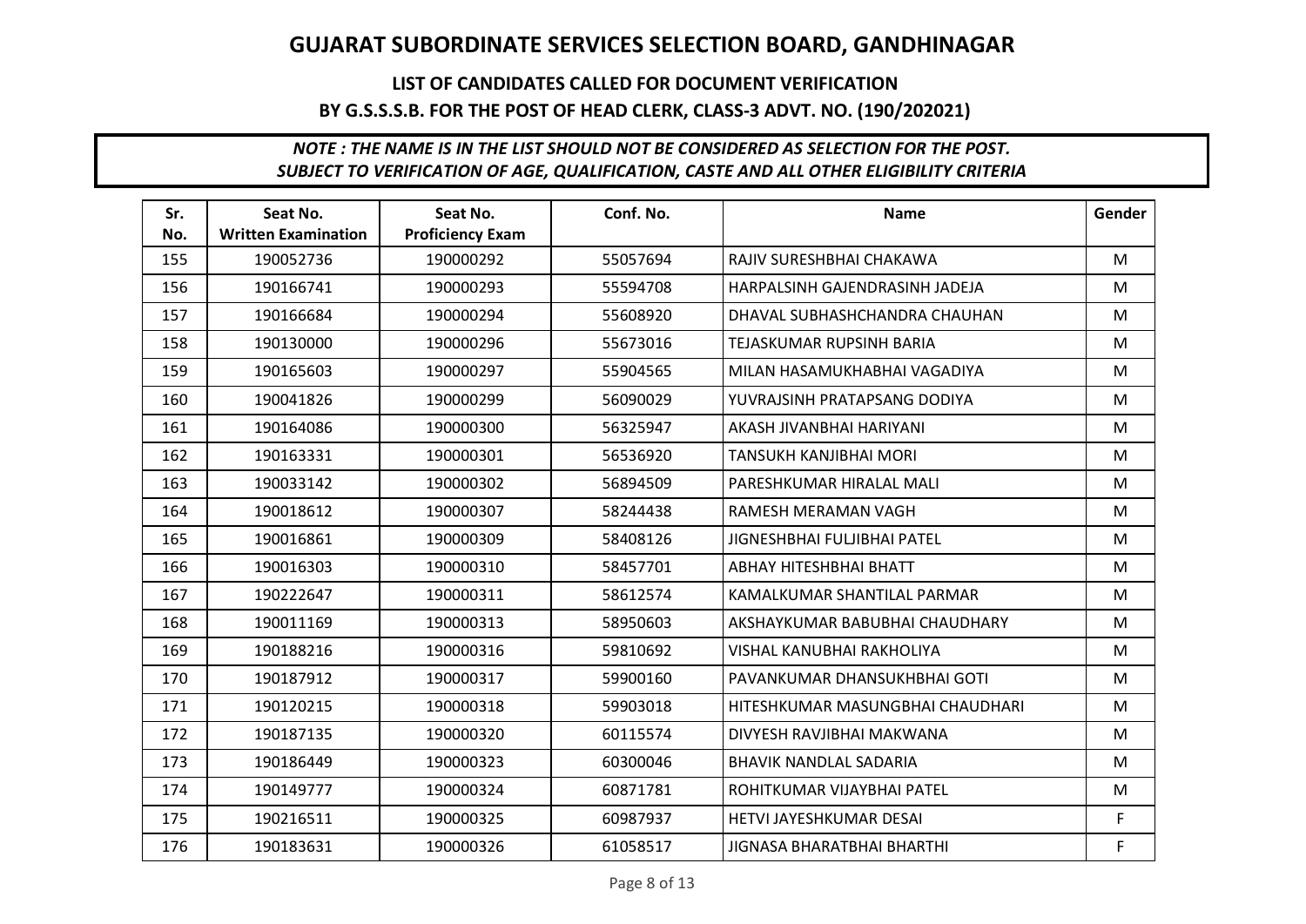# GUJARAT SUBORDINATE SERVICES SELECTION BOARD, GANDHINAGAR

## LIST OF CANDIDATES CALLED FOR DOCUMENT VERIFICATION

## BY G.S.S.S.B. FOR THE POST OF HEAD CLERK, CLASS-3 ADVT. NO. (190/202021)

***NOTE : THE NAME IS IN THE LIST SHOULD NOT BE CONSIDERED AS SELECTION FOR THE POST.***
***SUBJECT TO VERIFICATION OF AGE, QUALIFICATION, CASTE AND ALL OTHER ELIGIBILITY CRITERIA***

| Sr. No. | Seat No. Written Examination | Seat No. Proficiency Exam | Conf. No. | Name | Gender |
|---|---|---|---|---|---|
| 155 | 190052736 | 190000292 | 55057694 | RAJIV SURESHBHAI CHAKAWA | M |
| 156 | 190166741 | 190000293 | 55594708 | HARPALSINH GAJENDRASINH JADEJA | M |
| 157 | 190166684 | 190000294 | 55608920 | DHAVAL SUBHASHCHANDRA CHAUHAN | M |
| 158 | 190130000 | 190000296 | 55673016 | TEJASKUMAR RUPSINH BARIA | M |
| 159 | 190165603 | 190000297 | 55904565 | MILAN HASAMUKHABHAI VAGADIYA | M |
| 160 | 190041826 | 190000299 | 56090029 | YUVRAJSINH PRATAPSANG DODIYA | M |
| 161 | 190164086 | 190000300 | 56325947 | AKASH JIVANBHAI HARIYANI | M |
| 162 | 190163331 | 190000301 | 56536920 | TANSUKH KANJIBHAI MORI | M |
| 163 | 190033142 | 190000302 | 56894509 | PARESHKUMAR HIRALAL MALI | M |
| 164 | 190018612 | 190000307 | 58244438 | RAMESH MERAMAN VAGH | M |
| 165 | 190016861 | 190000309 | 58408126 | JIGNESHBHAI FULJIBHAI PATEL | M |
| 166 | 190016303 | 190000310 | 58457701 | ABHAY HITESHBHAI BHATT | M |
| 167 | 190222647 | 190000311 | 58612574 | KAMALKUMAR SHANTILAL PARMAR | M |
| 168 | 190011169 | 190000313 | 58950603 | AKSHAYKUMAR BABUBHAI CHAUDHARY | M |
| 169 | 190188216 | 190000316 | 59810692 | VISHAL KANUBHAI RAKHOLIYA | M |
| 170 | 190187912 | 190000317 | 59900160 | PAVANKUMAR DHANSUKHBHAI GOTI | M |
| 171 | 190120215 | 190000318 | 59903018 | HITESHKUMAR MASUNGBHAI CHAUDHARI | M |
| 172 | 190187135 | 190000320 | 60115574 | DIVYESH RAVJIBHAI MAKWANA | M |
| 173 | 190186449 | 190000323 | 60300046 | BHAVIK NANDLAL SADARIA | M |
| 174 | 190149777 | 190000324 | 60871781 | ROHITKUMAR VIJAYBHAI PATEL | M |
| 175 | 190216511 | 190000325 | 60987937 | HETVI JAYESHKUMAR DESAI | F |
| 176 | 190183631 | 190000326 | 61058517 | JIGNASA BHARATBHAI BHARTHI | F |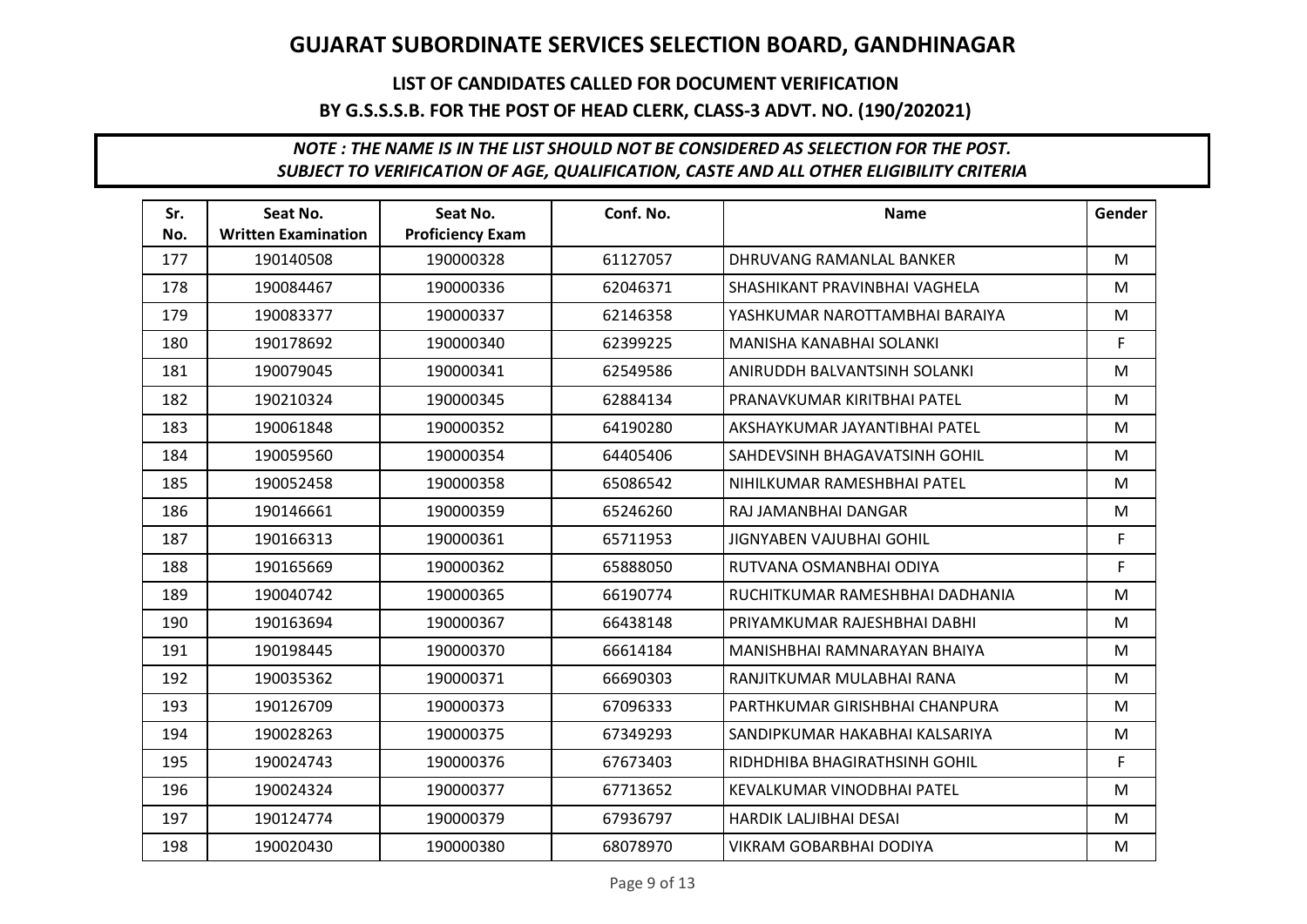# GUJARAT SUBORDINATE SERVICES SELECTION BOARD, GANDHINAGAR

## LIST OF CANDIDATES CALLED FOR DOCUMENT VERIFICATION

## BY G.S.S.S.B. FOR THE POST OF HEAD CLERK, CLASS-3 ADVT. NO. (190/202021)

***NOTE : THE NAME IS IN THE LIST SHOULD NOT BE CONSIDERED AS SELECTION FOR THE POST.***
***SUBJECT TO VERIFICATION OF AGE, QUALIFICATION, CASTE AND ALL OTHER ELIGIBILITY CRITERIA***

| Sr. No. | Seat No. Written Examination | Seat No. Proficiency Exam | Conf. No. | Name | Gender |
|---|---|---|---|---|---|
| 177 | 190140508 | 190000328 | 61127057 | DHRUVANG RAMANLAL BANKER | M |
| 178 | 190084467 | 190000336 | 62046371 | SHASHIKANT PRAVINBHAI VAGHELA | M |
| 179 | 190083377 | 190000337 | 62146358 | YASHKUMAR NAROTTAMBHAI BARAIYA | M |
| 180 | 190178692 | 190000340 | 62399225 | MANISHA KANABHAI SOLANKI | F |
| 181 | 190079045 | 190000341 | 62549586 | ANIRUDDH BALVANTSINH SOLANKI | M |
| 182 | 190210324 | 190000345 | 62884134 | PRANAVKUMAR KIRITBHAI PATEL | M |
| 183 | 190061848 | 190000352 | 64190280 | AKSHAYKUMAR JAYANTIBHAI PATEL | M |
| 184 | 190059560 | 190000354 | 64405406 | SAHDEVSINH BHAGAVATSINH GOHIL | M |
| 185 | 190052458 | 190000358 | 65086542 | NIHILKUMAR RAMESHBHAI PATEL | M |
| 186 | 190146661 | 190000359 | 65246260 | RAJ JAMANBHAI DANGAR | M |
| 187 | 190166313 | 190000361 | 65711953 | JIGNYABEN VAJUBHAI GOHIL | F |
| 188 | 190165669 | 190000362 | 65888050 | RUTVANA OSMANBHAI ODIYA | F |
| 189 | 190040742 | 190000365 | 66190774 | RUCHITKUMAR RAMESHBHAI DADHANIA | M |
| 190 | 190163694 | 190000367 | 66438148 | PRIYAMKUMAR RAJESHBHAI DABHI | M |
| 191 | 190198445 | 190000370 | 66614184 | MANISHBHAI RAMNARAYAN BHAIYA | M |
| 192 | 190035362 | 190000371 | 66690303 | RANJITKUMAR MULABHAI RANA | M |
| 193 | 190126709 | 190000373 | 67096333 | PARTHKUMAR GIRISHBHAI CHANPURA | M |
| 194 | 190028263 | 190000375 | 67349293 | SANDIPKUMAR HAKABHAI KALSARIYA | M |
| 195 | 190024743 | 190000376 | 67673403 | RIDHDHIBA BHAGIRATHSINH GOHIL | F |
| 196 | 190024324 | 190000377 | 67713652 | KEVALKUMAR VINODBHAI PATEL | M |
| 197 | 190124774 | 190000379 | 67936797 | HARDIK LALJIBHAI DESAI | M |
| 198 | 190020430 | 190000380 | 68078970 | VIKRAM GOBARBHAI DODIYA | M |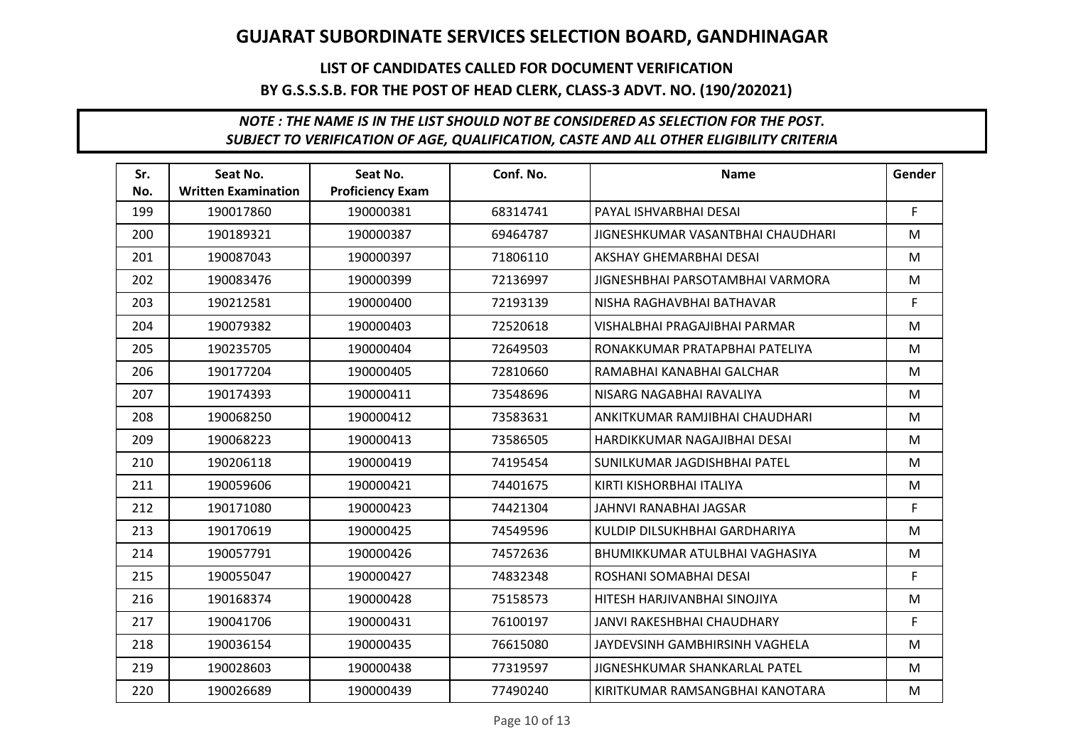# GUJARAT SUBORDINATE SERVICES SELECTION BOARD, GANDHINAGAR

## LIST OF CANDIDATES CALLED FOR DOCUMENT VERIFICATION

## BY G.S.S.S.B. FOR THE POST OF HEAD CLERK, CLASS-3 ADVT. NO. (190/202021)

***NOTE : THE NAME IS IN THE LIST SHOULD NOT BE CONSIDERED AS SELECTION FOR THE POST. SUBJECT TO VERIFICATION OF AGE, QUALIFICATION, CASTE AND ALL OTHER ELIGIBILITY CRITERIA***

| Sr. No. | Seat No. Written Examination | Seat No. Proficiency Exam | Conf. No. | Name | Gender |
|---|---|---|---|---|---|
| 199 | 190017860 | 190000381 | 68314741 | PAYAL ISHVARBHAI DESAI | F |
| 200 | 190189321 | 190000387 | 69464787 | JIGNESHKUMAR VASANTBHAI CHAUDHARI | M |
| 201 | 190087043 | 190000397 | 71806110 | AKSHAY GHEMARBHAI DESAI | M |
| 202 | 190083476 | 190000399 | 72136997 | JIGNESHBHAI PARSOTAMBHAI VARMORA | M |
| 203 | 190212581 | 190000400 | 72193139 | NISHA RAGHAVBHAI BATHAVAR | F |
| 204 | 190079382 | 190000403 | 72520618 | VISHALBHAI PRAGAJIBHAI PARMAR | M |
| 205 | 190235705 | 190000404 | 72649503 | RONAKKUMAR PRATAPBHAI PATELIYA | M |
| 206 | 190177204 | 190000405 | 72810660 | RAMABHAI KANABHAI GALCHAR | M |
| 207 | 190174393 | 190000411 | 73548696 | NISARG NAGABHAI RAVALIYA | M |
| 208 | 190068250 | 190000412 | 73583631 | ANKITKUMAR RAMJIBHAI CHAUDHARI | M |
| 209 | 190068223 | 190000413 | 73586505 | HARDIKKUMAR NAGAJIBHAI DESAI | M |
| 210 | 190206118 | 190000419 | 74195454 | SUNILKUMAR JAGDISHBHAI PATEL | M |
| 211 | 190059606 | 190000421 | 74401675 | KIRTI KISHORBHAI ITALIYA | M |
| 212 | 190171080 | 190000423 | 74421304 | JAHNVI RANABHAI JAGSAR | F |
| 213 | 190170619 | 190000425 | 74549596 | KULDIP DILSUKHBHAI GARDHARIYA | M |
| 214 | 190057791 | 190000426 | 74572636 | BHUMIKKUMAR ATULBHAI VAGHASIYA | M |
| 215 | 190055047 | 190000427 | 74832348 | ROSHANI SOMABHAI DESAI | F |
| 216 | 190168374 | 190000428 | 75158573 | HITESH HARJIVANBHAI SINOJIYA | M |
| 217 | 190041706 | 190000431 | 76100197 | JANVI RAKESHBHAI CHAUDHARY | F |
| 218 | 190036154 | 190000435 | 76615080 | JAYDEVSINH GAMBHIRSINH VAGHELA | M |
| 219 | 190028603 | 190000438 | 77319597 | JIGNESHKUMAR SHANKARLAL PATEL | M |
| 220 | 190026689 | 190000439 | 77490240 | KIRITKUMAR RAMSANGBHAI KANOTARA | M |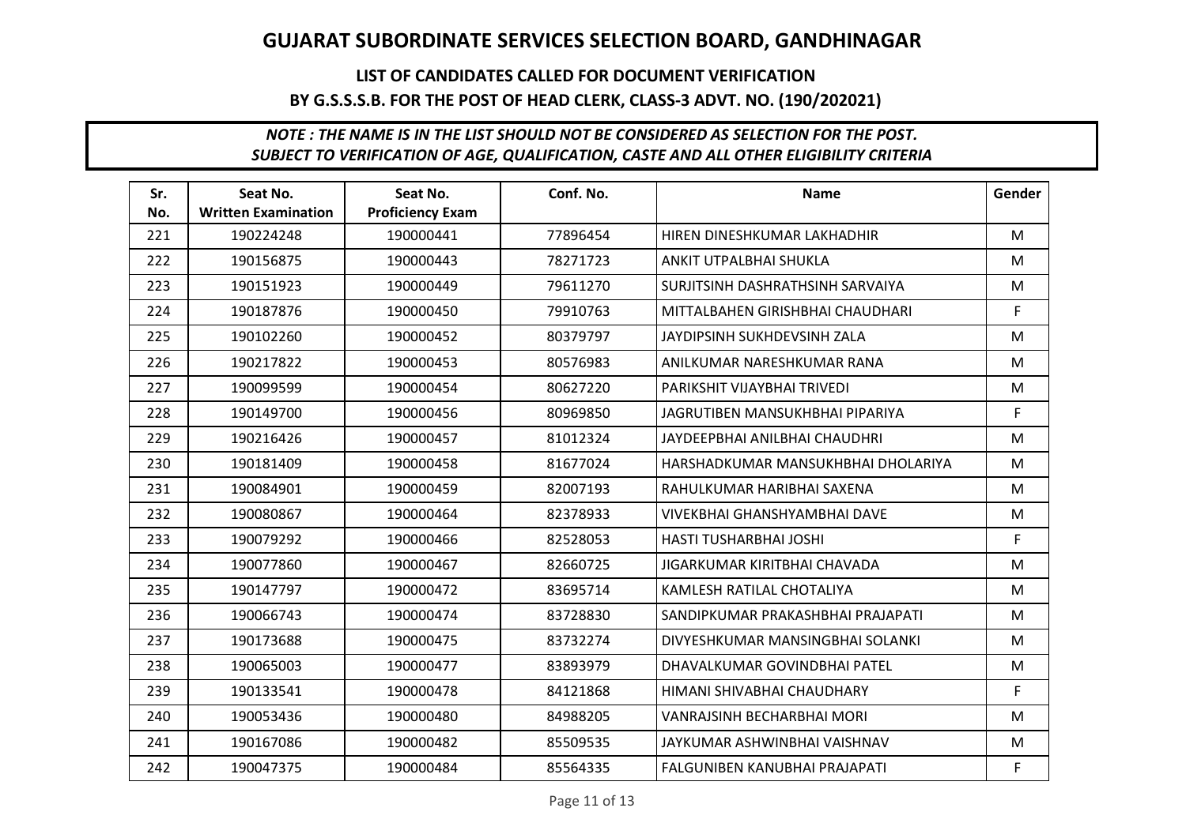# GUJARAT SUBORDINATE SERVICES SELECTION BOARD, GANDHINAGAR

## LIST OF CANDIDATES CALLED FOR DOCUMENT VERIFICATION

## BY G.S.S.S.B. FOR THE POST OF HEAD CLERK, CLASS-3 ADVT. NO. (190/202021)

***NOTE : THE NAME IS IN THE LIST SHOULD NOT BE CONSIDERED AS SELECTION FOR THE POST.***
***SUBJECT TO VERIFICATION OF AGE, QUALIFICATION, CASTE AND ALL OTHER ELIGIBILITY CRITERIA***

| Sr. No. | Seat No. Written Examination | Seat No. Proficiency Exam | Conf. No. | Name | Gender |
|---|---|---|---|---|---|
| 221 | 190224248 | 190000441 | 77896454 | HIREN DINESHKUMAR LAKHADHIR | M |
| 222 | 190156875 | 190000443 | 78271723 | ANKIT UTPALBHAI SHUKLA | M |
| 223 | 190151923 | 190000449 | 79611270 | SURJITSINH DASHRATHSINH SARVAIYA | M |
| 224 | 190187876 | 190000450 | 79910763 | MITTALBAHEN GIRISHBHAI CHAUDHARI | F |
| 225 | 190102260 | 190000452 | 80379797 | JAYDIPSINH SUKHDEVSINH ZALA | M |
| 226 | 190217822 | 190000453 | 80576983 | ANILKUMAR NARESHKUMAR RANA | M |
| 227 | 190099599 | 190000454 | 80627220 | PARIKSHIT VIJAYBHAI TRIVEDI | M |
| 228 | 190149700 | 190000456 | 80969850 | JAGRUTIBEN MANSUKHBHAI PIPARIYA | F |
| 229 | 190216426 | 190000457 | 81012324 | JAYDEEPBHAI ANILBHAI CHAUDHRI | M |
| 230 | 190181409 | 190000458 | 81677024 | HARSHADKUMAR MANSUKHBHAI DHOLARIYA | M |
| 231 | 190084901 | 190000459 | 82007193 | RAHULKUMAR HARIBHAI SAXENA | M |
| 232 | 190080867 | 190000464 | 82378933 | VIVEKBHAI GHANSHYAMBHAI DAVE | M |
| 233 | 190079292 | 190000466 | 82528053 | HASTI TUSHARBHAI JOSHI | F |
| 234 | 190077860 | 190000467 | 82660725 | JIGARKUMAR KIRITBHAI CHAVADA | M |
| 235 | 190147797 | 190000472 | 83695714 | KAMLESH RATILAL CHOTALIYA | M |
| 236 | 190066743 | 190000474 | 83728830 | SANDIPKUMAR PRAKASHBHAI PRAJAPATI | M |
| 237 | 190173688 | 190000475 | 83732274 | DIVYESHKUMAR MANSINGBHAI SOLANKI | M |
| 238 | 190065003 | 190000477 | 83893979 | DHAVALKUMAR GOVINDBHAI PATEL | M |
| 239 | 190133541 | 190000478 | 84121868 | HIMANI SHIVABHAI CHAUDHARY | F |
| 240 | 190053436 | 190000480 | 84988205 | VANRAJSINH BECHARBHAI MORI | M |
| 241 | 190167086 | 190000482 | 85509535 | JAYKUMAR ASHWINBHAI VAISHNAV | M |
| 242 | 190047375 | 190000484 | 85564335 | FALGUNIBEN KANUBHAI PRAJAPATI | F |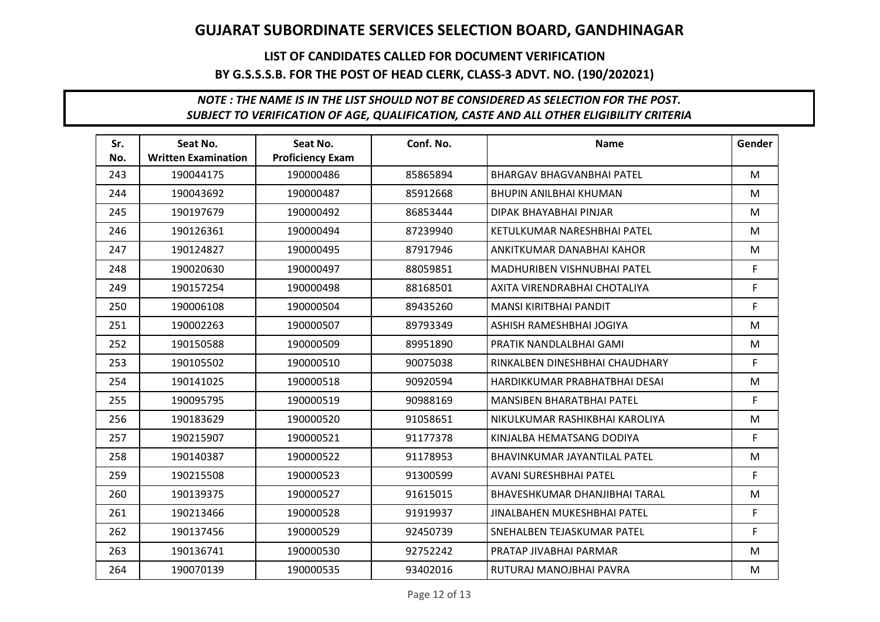# GUJARAT SUBORDINATE SERVICES SELECTION BOARD, GANDHINAGAR

## LIST OF CANDIDATES CALLED FOR DOCUMENT VERIFICATION

## BY G.S.S.S.B. FOR THE POST OF HEAD CLERK, CLASS-3 ADVT. NO. (190/202021)

***NOTE : THE NAME IS IN THE LIST SHOULD NOT BE CONSIDERED AS SELECTION FOR THE POST.***
***SUBJECT TO VERIFICATION OF AGE, QUALIFICATION, CASTE AND ALL OTHER ELIGIBILITY CRITERIA***

| Sr. No. | Seat No. Written Examination | Seat No. Proficiency Exam | Conf. No. | Name | Gender |
|---|---|---|---|---|---|
| 243 | 190044175 | 190000486 | 85865894 | BHARGAV BHAGVANBHAI PATEL | M |
| 244 | 190043692 | 190000487 | 85912668 | BHUPIN ANILBHAI KHUMAN | M |
| 245 | 190197679 | 190000492 | 86853444 | DIPAK BHAYABHAI PINJAR | M |
| 246 | 190126361 | 190000494 | 87239940 | KETULKUMAR NARESHBHAI PATEL | M |
| 247 | 190124827 | 190000495 | 87917946 | ANKITKUMAR DANABHAI KAHOR | M |
| 248 | 190020630 | 190000497 | 88059851 | MADHURIBEN VISHNUBHAI PATEL | F |
| 249 | 190157254 | 190000498 | 88168501 | AXITA VIRENDRABHAI CHOTALIYA | F |
| 250 | 190006108 | 190000504 | 89435260 | MANSI KIRITBHAI PANDIT | F |
| 251 | 190002263 | 190000507 | 89793349 | ASHISH RAMESHBHAI JOGIYA | M |
| 252 | 190150588 | 190000509 | 89951890 | PRATIK NANDLALBHAI GAMI | M |
| 253 | 190105502 | 190000510 | 90075038 | RINKALBEN DINESHBHAI CHAUDHARY | F |
| 254 | 190141025 | 190000518 | 90920594 | HARDIKKUMAR PRABHATBHAI DESAI | M |
| 255 | 190095795 | 190000519 | 90988169 | MANSIBEN BHARATBHAI PATEL | F |
| 256 | 190183629 | 190000520 | 91058651 | NIKULKUMAR RASHIKBHAI KAROLIYA | M |
| 257 | 190215907 | 190000521 | 91177378 | KINJALBA HEMATSANG DODIYA | F |
| 258 | 190140387 | 190000522 | 91178953 | BHAVINKUMAR JAYANTILAL PATEL | M |
| 259 | 190215508 | 190000523 | 91300599 | AVANI SURESHBHAI PATEL | F |
| 260 | 190139375 | 190000527 | 91615015 | BHAVESHKUMAR DHANJIBHAI TARAL | M |
| 261 | 190213466 | 190000528 | 91919937 | JINALBAHEN MUKESHBHAI PATEL | F |
| 262 | 190137456 | 190000529 | 92450739 | SNEHALBEN TEJASKUMAR PATEL | F |
| 263 | 190136741 | 190000530 | 92752242 | PRATAP JIVABHAI PARMAR | M |
| 264 | 190070139 | 190000535 | 93402016 | RUTURAJ MANOJBHAI PAVRA | M |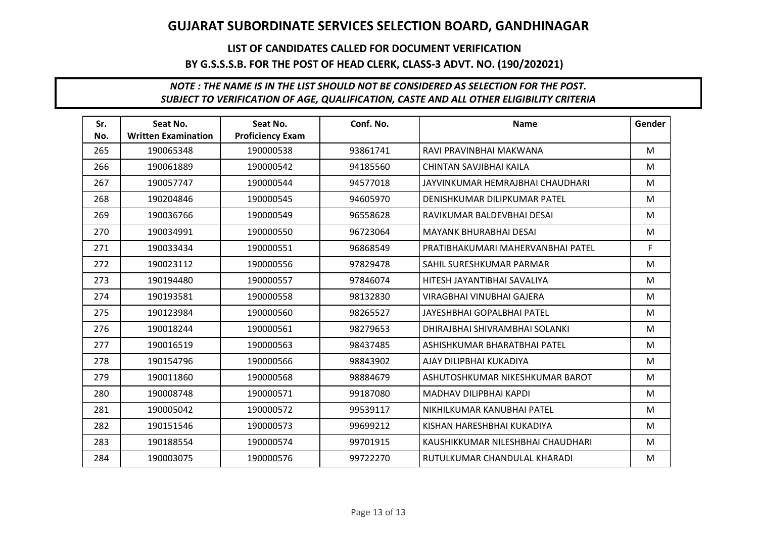# GUJARAT SUBORDINATE SERVICES SELECTION BOARD, GANDHINAGAR

## LIST OF CANDIDATES CALLED FOR DOCUMENT VERIFICATION

## BY G.S.S.S.B. FOR THE POST OF HEAD CLERK, CLASS-3 ADVT. NO. (190/202021)

***NOTE : THE NAME IS IN THE LIST SHOULD NOT BE CONSIDERED AS SELECTION FOR THE POST.***
***SUBJECT TO VERIFICATION OF AGE, QUALIFICATION, CASTE AND ALL OTHER ELIGIBILITY CRITERIA***

| Sr. No. | Seat No. Written Examination | Seat No. Proficiency Exam | Conf. No. | Name | Gender |
|---|---|---|---|---|---|
| 265 | 190065348 | 190000538 | 93861741 | RAVI PRAVINBHAI MAKWANA | M |
| 266 | 190061889 | 190000542 | 94185560 | CHINTAN SAVJIBHAI KAILA | M |
| 267 | 190057747 | 190000544 | 94577018 | JAYVINKUMAR HEMRAJBHAI CHAUDHARI | M |
| 268 | 190204846 | 190000545 | 94605970 | DENISHKUMAR DILIPKUMAR PATEL | M |
| 269 | 190036766 | 190000549 | 96558628 | RAVIKUMAR BALDEVBHAI DESAI | M |
| 270 | 190034991 | 190000550 | 96723064 | MAYANK BHURABHAI DESAI | M |
| 271 | 190033434 | 190000551 | 96868549 | PRATIBHAKUMARI MAHERVANBHAI PATEL | F |
| 272 | 190023112 | 190000556 | 97829478 | SAHIL SURESHKUMAR PARMAR | M |
| 273 | 190194480 | 190000557 | 97846074 | HITESH JAYANTIBHAI SAVALIYA | M |
| 274 | 190193581 | 190000558 | 98132830 | VIRAGBHAI VINUBHAI GAJERA | M |
| 275 | 190123984 | 190000560 | 98265527 | JAYESHBHAI GOPALBHAI PATEL | M |
| 276 | 190018244 | 190000561 | 98279653 | DHIRAJBHAI SHIVRAMBHAI SOLANKI | M |
| 277 | 190016519 | 190000563 | 98437485 | ASHISHKUMAR BHARATBHAI PATEL | M |
| 278 | 190154796 | 190000566 | 98843902 | AJAY DILIPBHAI KUKADIYA | M |
| 279 | 190011860 | 190000568 | 98884679 | ASHUTOSHKUMAR NIKESHKUMAR BAROT | M |
| 280 | 190008748 | 190000571 | 99187080 | MADHAV DILIPBHAI KAPDI | M |
| 281 | 190005042 | 190000572 | 99539117 | NIKHILKUMAR KANUBHAI PATEL | M |
| 282 | 190151546 | 190000573 | 99699212 | KISHAN HARESHBHAI KUKADIYA | M |
| 283 | 190188554 | 190000574 | 99701915 | KAUSHIKKUMAR NILESHBHAI CHAUDHARI | M |
| 284 | 190003075 | 190000576 | 99722270 | RUTULKUMAR CHANDULAL KHARADI | M |